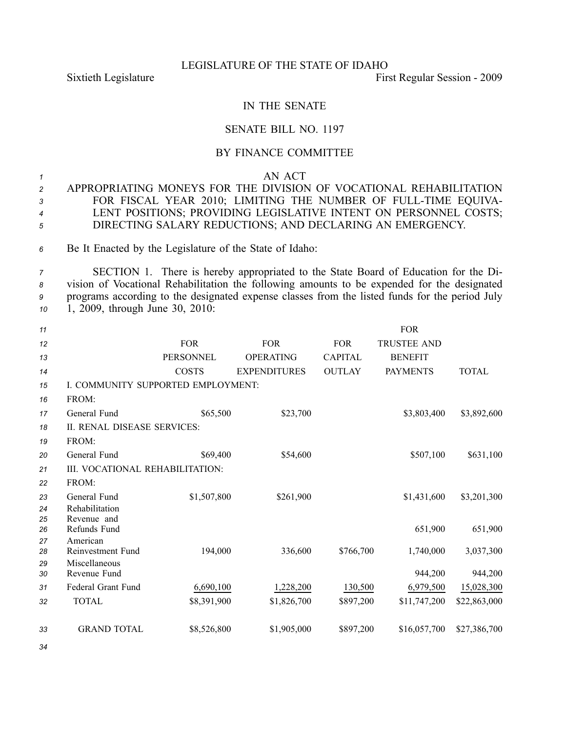LEGISLATURE OF THE STATE OF IDAHO

Sixtieth Legislature First Regular Session - 2009

# IN THE SENATE

## SENATE BILL NO. 1197

### BY FINANCE COMMITTEE

AN ACT

APPROPRIATING MONEYS FOR THE DIVISION OF VOCATIONAL REHABILITATION FOR FISCAL YEAR 2010; LIMITING THE NUMBER OF FULL-TIME EQUIVALENT POSITIONS; PROVIDING LEGISLATIVE INTENT ON PERSONNEL COSTS; DIRECTING SALARY REDUCTIONS; AND DECLARING AN EMERGENCY.

Be It Enacted by the Legislature of the State of Idaho:

SECTION 1. There is hereby appropriated to the State Board of Education for the Division of Vocational Rehabilitation the following amounts to be expended for the designated programs according to the designated expense classes from the listed funds for the period July 1, 2009, through June 30, 2010:

| | FOR PERSONNEL COSTS | FOR OPERATING EXPENDITURES | FOR CAPITAL OUTLAY | FOR TRUSTEE AND BENEFIT PAYMENTS | TOTAL |
|---|---|---|---|---|---|
| I. COMMUNITY SUPPORTED EMPLOYMENT: | | | | | |
| FROM: | | | | | |
| General Fund | $65,500 | $23,700 | | $3,803,400 | $3,892,600 |
| II. RENAL DISEASE SERVICES: | | | | | |
| FROM: | | | | | |
| General Fund | $69,400 | $54,600 | | $507,100 | $631,100 |
| III. VOCATIONAL REHABILITATION: | | | | | |
| FROM: | | | | | |
| General Fund | $1,507,800 | $261,900 | | $1,431,600 | $3,201,300 |
| Rehabilitation Revenue and Refunds Fund | | | | 651,900 | 651,900 |
| American Reinvestment Fund | 194,000 | 336,600 | $766,700 | 1,740,000 | 3,037,300 |
| Miscellaneous Revenue Fund | | | | 944,200 | 944,200 |
| Federal Grant Fund | 6,690,100 | 1,228,200 | 130,500 | 6,979,500 | 15,028,300 |
| TOTAL | $8,391,900 | $1,826,700 | $897,200 | $11,747,200 | $22,863,000 |
| GRAND TOTAL | $8,526,800 | $1,905,000 | $897,200 | $16,057,700 | $27,386,700 |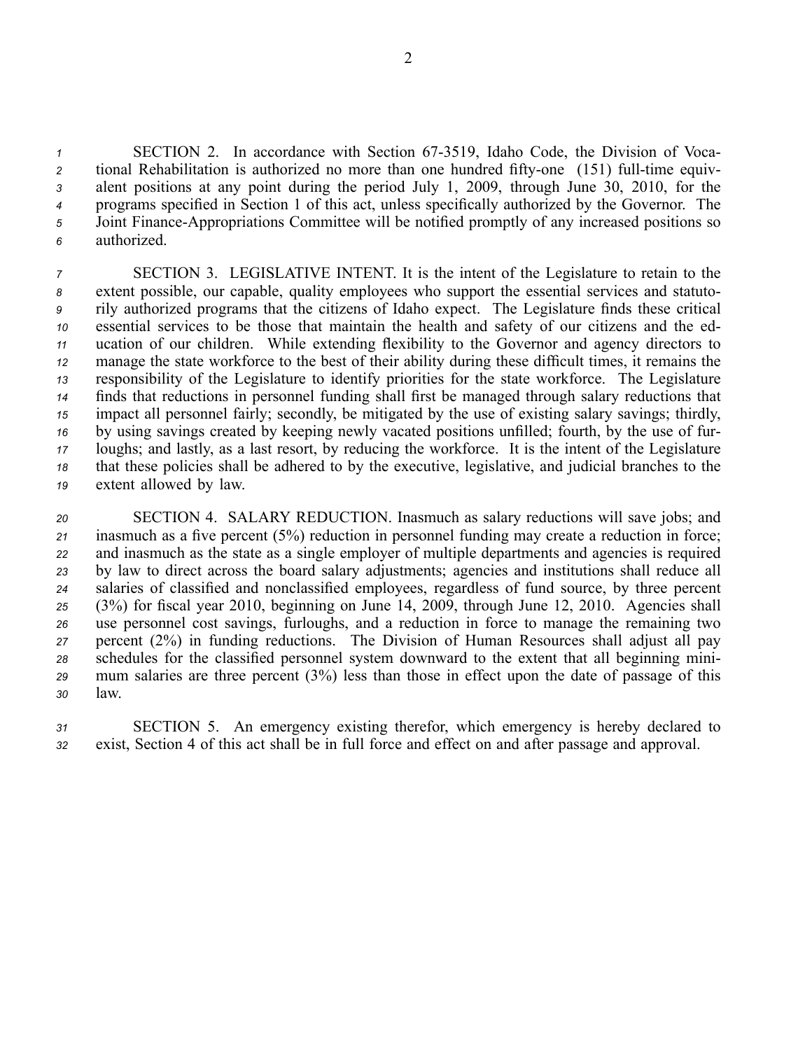SECTION 2. In accordance with Section 67-3519, Idaho Code, the Division of Vocational Rehabilitation is authorized no more than one hundred fifty-one (151) full-time equivalent positions at any point during the period July 1, 2009, through June 30, 2010, for the programs specified in Section 1 of this act, unless specifically authorized by the Governor. The Joint Finance-Appropriations Committee will be notified promptly of any increased positions so authorized.

SECTION 3. LEGISLATIVE INTENT. It is the intent of the Legislature to retain to the extent possible, our capable, quality employees who support the essential services and statutorily authorized programs that the citizens of Idaho expect. The Legislature finds these critical essential services to be those that maintain the health and safety of our citizens and the education of our children. While extending flexibility to the Governor and agency directors to manage the state workforce to the best of their ability during these difficult times, it remains the responsibility of the Legislature to identify priorities for the state workforce. The Legislature finds that reductions in personnel funding shall first be managed through salary reductions that impact all personnel fairly; secondly, be mitigated by the use of existing salary savings; thirdly, by using savings created by keeping newly vacated positions unfilled; fourth, by the use of furloughs; and lastly, as a last resort, by reducing the workforce. It is the intent of the Legislature that these policies shall be adhered to by the executive, legislative, and judicial branches to the extent allowed by law.

SECTION 4. SALARY REDUCTION. Inasmuch as salary reductions will save jobs; and inasmuch as a five percent (5%) reduction in personnel funding may create a reduction in force; and inasmuch as the state as a single employer of multiple departments and agencies is required by law to direct across the board salary adjustments; agencies and institutions shall reduce all salaries of classified and nonclassified employees, regardless of fund source, by three percent (3%) for fiscal year 2010, beginning on June 14, 2009, through June 12, 2010. Agencies shall use personnel cost savings, furloughs, and a reduction in force to manage the remaining two percent (2%) in funding reductions. The Division of Human Resources shall adjust all pay schedules for the classified personnel system downward to the extent that all beginning minimum salaries are three percent (3%) less than those in effect upon the date of passage of this law.

SECTION 5. An emergency existing therefor, which emergency is hereby declared to exist, Section 4 of this act shall be in full force and effect on and after passage and approval.